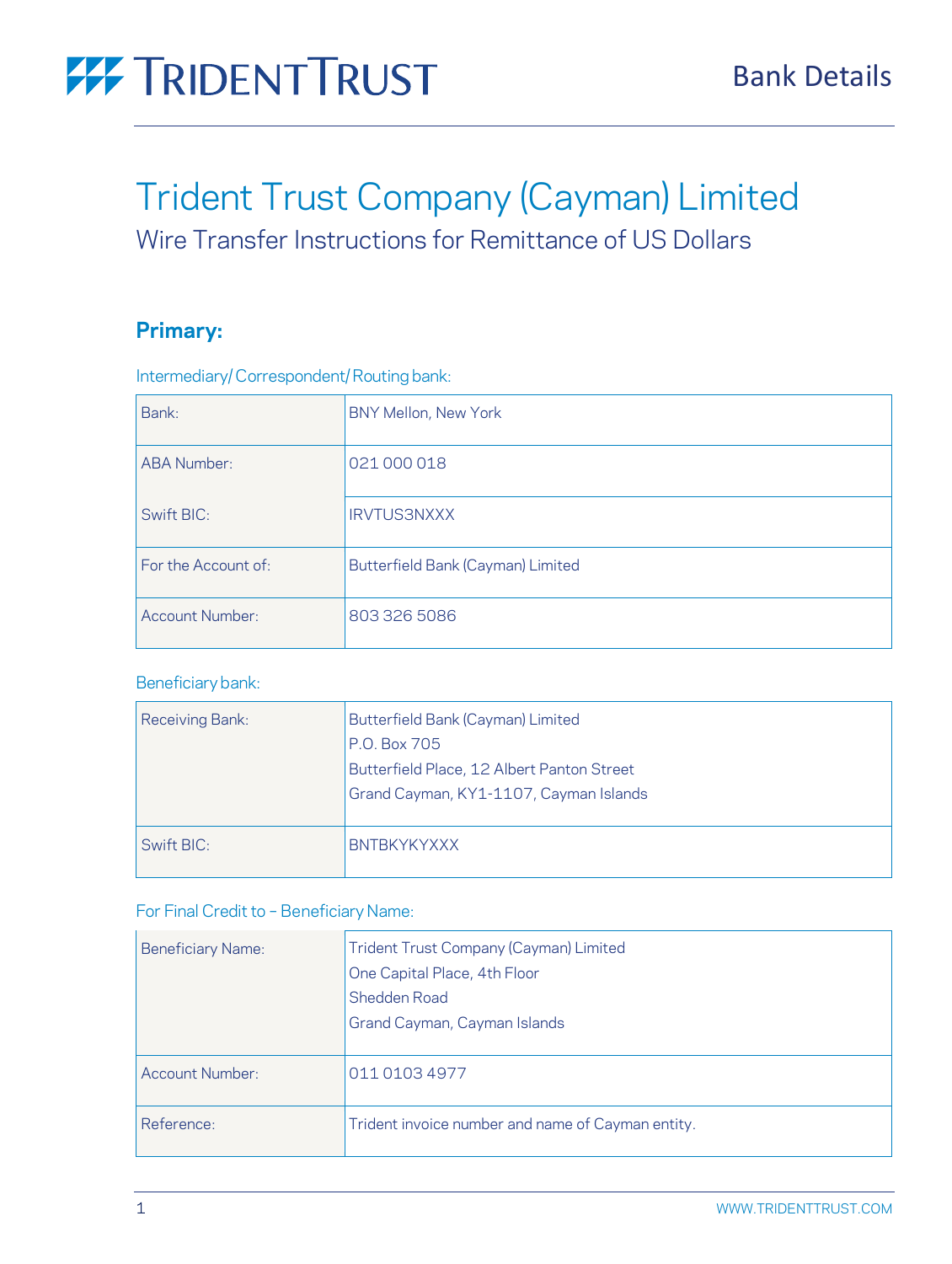TRIDENT TRUST

Bank Details

# Trident Trust Company (Cayman) Limited

## Wire Transfer Instructions for Remittance of US Dollars

### Primary:

Intermediary/ Correspondent/ Routing bank:

| | |
|---|---|
| Bank: | BNY Mellon, New York |
| ABA Number: | 021 000 018 |
| Swift BIC: | IRVTUS3NXXX |
| For the Account of: | Butterfield Bank (Cayman) Limited |
| Account Number: | 803 326 5086 |

Beneficiary bank:

| | |
|---|---|
| Receiving Bank: | Butterfield Bank (Cayman) Limited<br>P.O. Box 705<br>Butterfield Place, 12 Albert Panton Street<br>Grand Cayman, KY1-1107, Cayman Islands |
| Swift BIC: | BNTBKYKYXXX |

For Final Credit to – Beneficiary Name:

| | |
|---|---|
| Beneficiary Name: | Trident Trust Company (Cayman) Limited<br>One Capital Place, 4th Floor<br>Shedden Road<br>Grand Cayman, Cayman Islands |
| Account Number: | 011 0103 4977 |
| Reference: | Trident invoice number and name of Cayman entity. |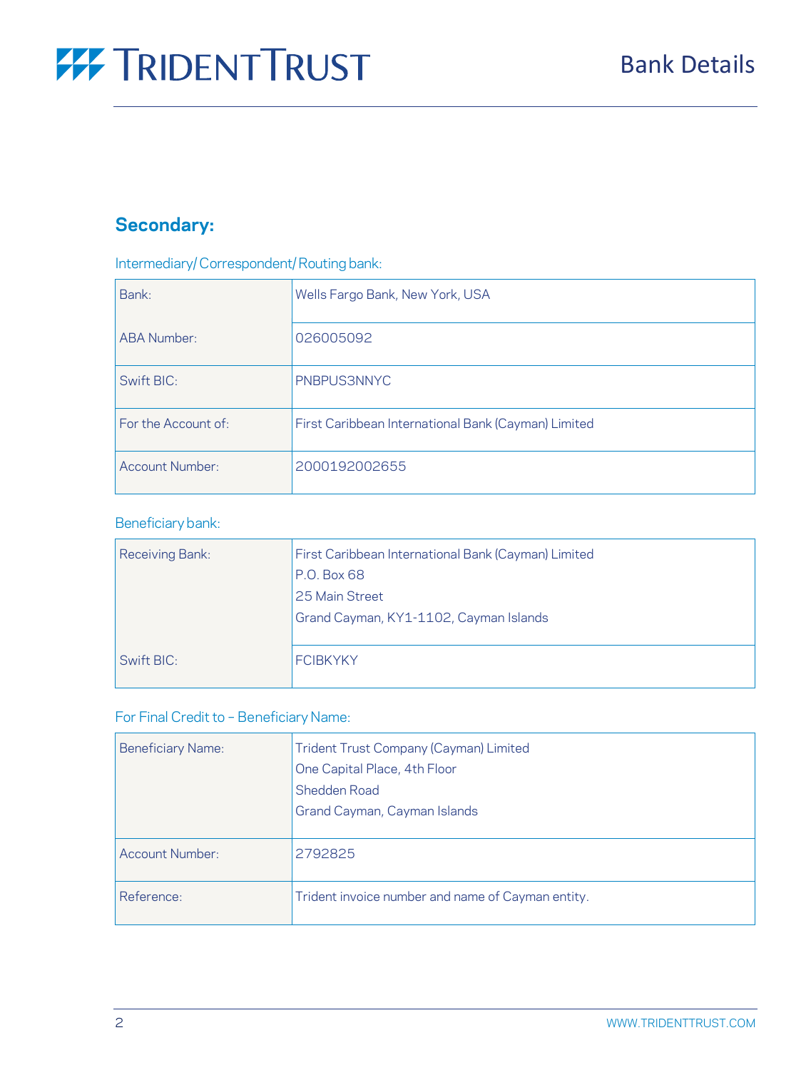## Secondary:

Intermediary/ Correspondent/ Routing bank:

| | |
|---|---|
| Bank: | Wells Fargo Bank, New York, USA |
| ABA Number: | 026005092 |
| Swift BIC: | PNBPUS3NNYC |
| For the Account of: | First Caribbean International Bank (Cayman) Limited |
| Account Number: | 2000192002655 |

Beneficiary bank:

| | |
|---|---|
| Receiving Bank: | First Caribbean International Bank (Cayman) Limited<br>P.O. Box 68<br>25 Main Street<br>Grand Cayman, KY1-1102, Cayman Islands |
| Swift BIC: | FCIBKYKY |

For Final Credit to – Beneficiary Name:

| | |
|---|---|
| Beneficiary Name: | Trident Trust Company (Cayman) Limited<br>One Capital Place, 4th Floor<br>Shedden Road<br>Grand Cayman, Cayman Islands |
| Account Number: | 2792825 |
| Reference: | Trident invoice number and name of Cayman entity. |